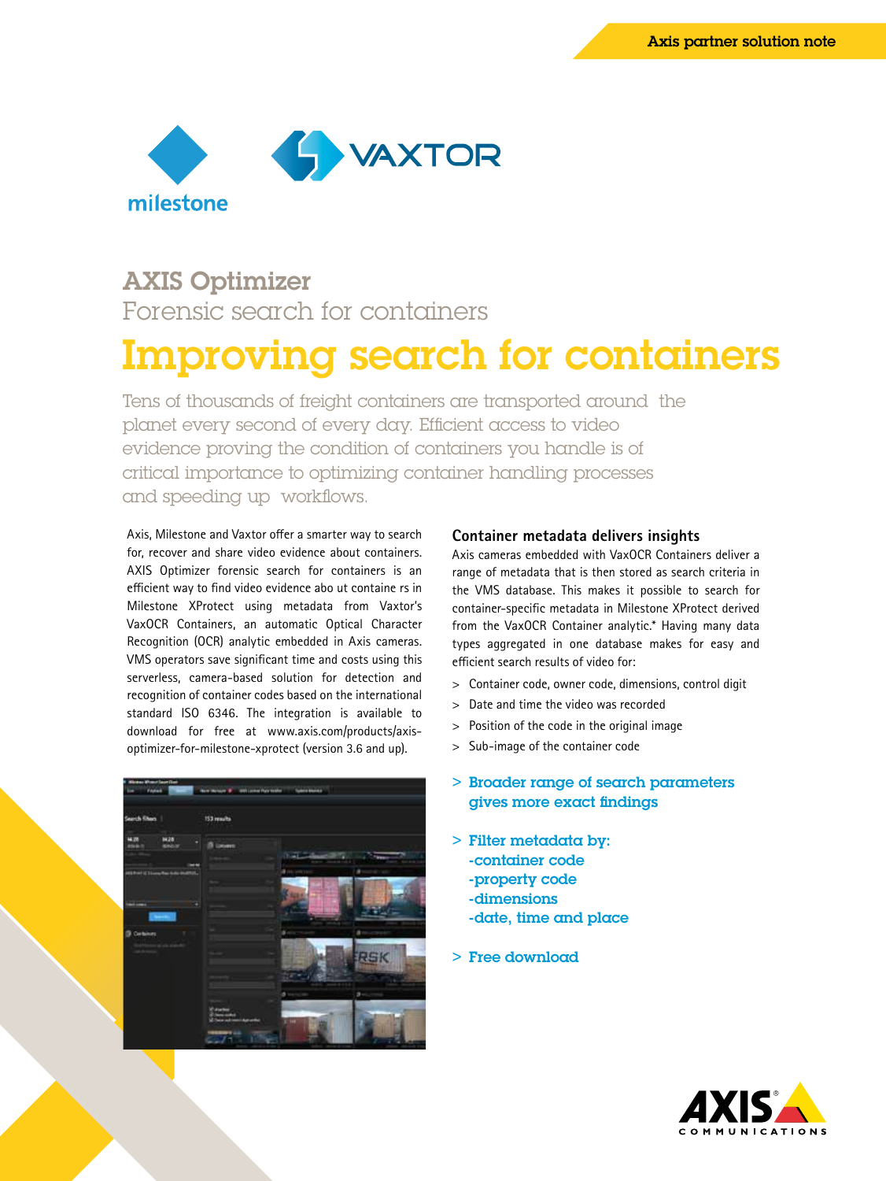Axis partner solution note

# AXIS Optimizer

Forensic search for containers

# Improving search for containers

Tens of thousands of freight containers are transported around the planet every second of every day. Efficient access to video evidence proving the condition of containers you handle is of critical importance to optimizing container handling processes and speeding up workflows.

Axis, Milestone and Vaxtor offer a smarter way to search for, recover and share video evidence about containers. AXIS Optimizer forensic search for containers is an efficient way to find video evidence abo ut containe rs in Milestone XProtect using metadata from Vaxtor's VaxOCR Containers, an automatic Optical Character Recognition (OCR) analytic embedded in Axis cameras. VMS operators save significant time and costs using this serverless, camera-based solution for detection and recognition of container codes based on the international standard ISO 6346. The integration is available to download for free at www.axis.com/products/axis-optimizer-for-milestone-xprotect (version 3.6 and up).

## Container metadata delivers insights

Axis cameras embedded with VaxOCR Containers deliver a range of metadata that is then stored as search criteria in the VMS database. This makes it possible to search for container-specific metadata in Milestone XProtect derived from the VaxOCR Container analytic.* Having many data types aggregated in one database makes for easy and efficient search results of video for:

- Container code, owner code, dimensions, control digit
- Date and time the video was recorded
- Position of the code in the original image
- Sub-image of the container code

> Broader range of search parameters gives more exact findings

> Filter metadata by:
-container code
-property code
-dimensions
-date, time and place

> Free download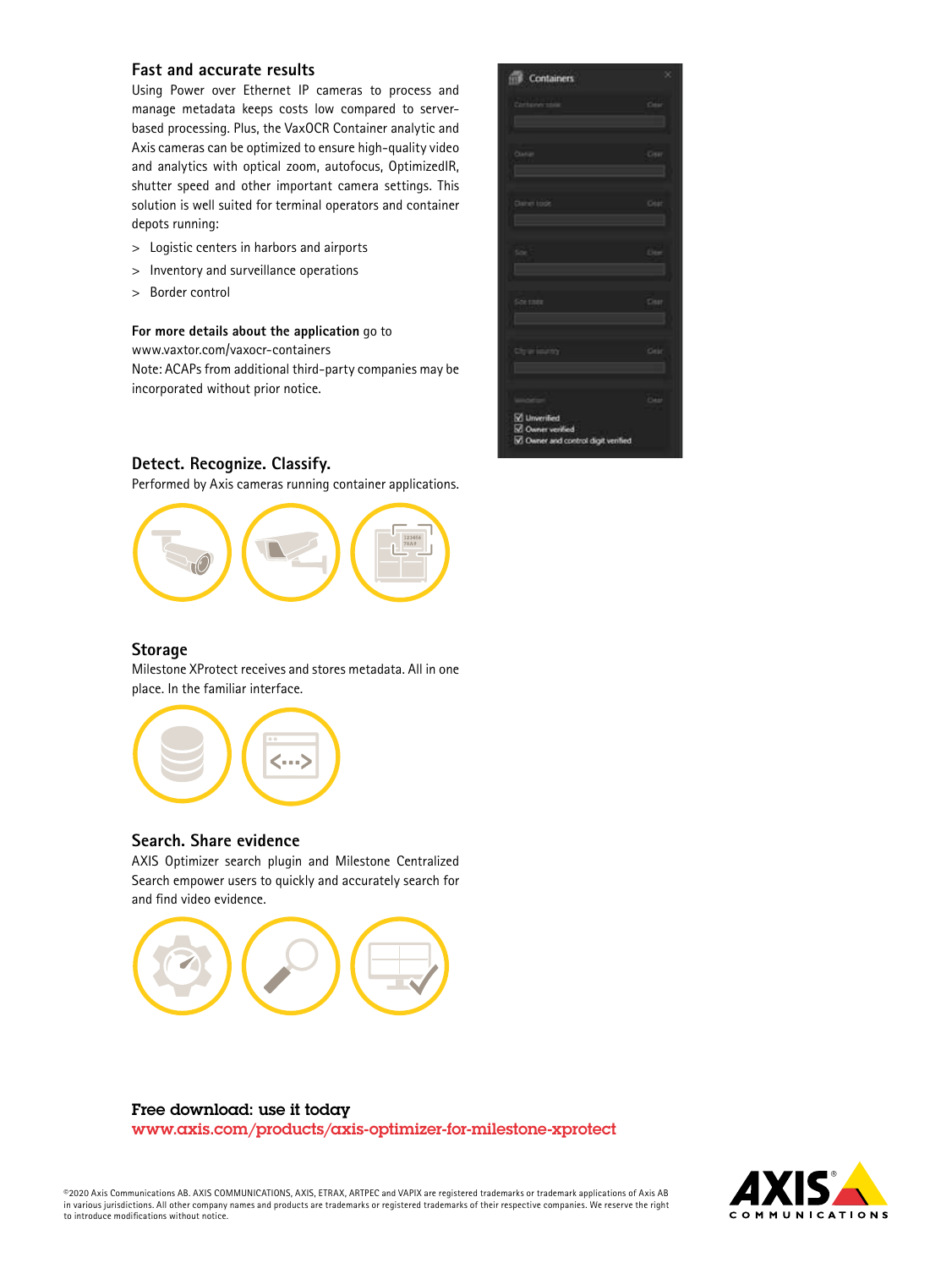## Fast and accurate results

Using Power over Ethernet IP cameras to process and manage metadata keeps costs low compared to server-based processing. Plus, the VaxOCR Container analytic and Axis cameras can be optimized to ensure high-quality video and analytics with optical zoom, autofocus, OptimizedIR, shutter speed and other important camera settings. This solution is well suited for terminal operators and container depots running:

> Logistic centers in harbors and airports

> Inventory and surveillance operations

> Border control

**For more details about the application** go to www.vaxtor.com/vaxocr-containers

Note: ACAPs from additional third-party companies may be incorporated without prior notice.

## Detect. Recognize. Classify.

Performed by Axis cameras running container applications.

## Storage

Milestone XProtect receives and stores metadata. All in one place. In the familiar interface.

## Search. Share evidence

AXIS Optimizer search plugin and Milestone Centralized Search empower users to quickly and accurately search for and find video evidence.

**Free download: use it today**

www.axis.com/products/axis-optimizer-for-milestone-xprotect

©2020 Axis Communications AB. AXIS COMMUNICATIONS, AXIS, ETRAX, ARTPEC and VAPIX are registered trademarks or trademark applications of Axis AB in various jurisdictions. All other company names and products are trademarks or registered trademarks of their respective companies. We reserve the right to introduce modifications without notice.